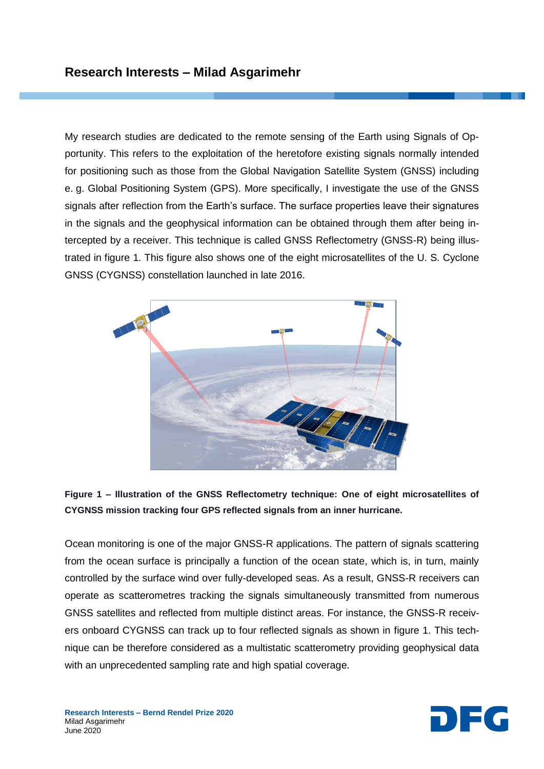## Research Interests – Milad Asgarimehr

My research studies are dedicated to the remote sensing of the Earth using Signals of Opportunity. This refers to the exploitation of the heretofore existing signals normally intended for positioning such as those from the Global Navigation Satellite System (GNSS) including e. g. Global Positioning System (GPS). More specifically, I investigate the use of the GNSS signals after reflection from the Earth's surface. The surface properties leave their signatures in the signals and the geophysical information can be obtained through them after being intercepted by a receiver. This technique is called GNSS Reflectometry (GNSS-R) being illustrated in figure 1. This figure also shows one of the eight microsatellites of the U. S. Cyclone GNSS (CYGNSS) constellation launched in late 2016.

**Figure 1 – Illustration of the GNSS Reflectometry technique: One of eight microsatellites of CYGNSS mission tracking four GPS reflected signals from an inner hurricane.**

Ocean monitoring is one of the major GNSS-R applications. The pattern of signals scattering from the ocean surface is principally a function of the ocean state, which is, in turn, mainly controlled by the surface wind over fully-developed seas. As a result, GNSS-R receivers can operate as scatterometres tracking the signals simultaneously transmitted from numerous GNSS satellites and reflected from multiple distinct areas. For instance, the GNSS-R receivers onboard CYGNSS can track up to four reflected signals as shown in figure 1. This technique can be therefore considered as a multistatic scatterometry providing geophysical data with an unprecedented sampling rate and high spatial coverage.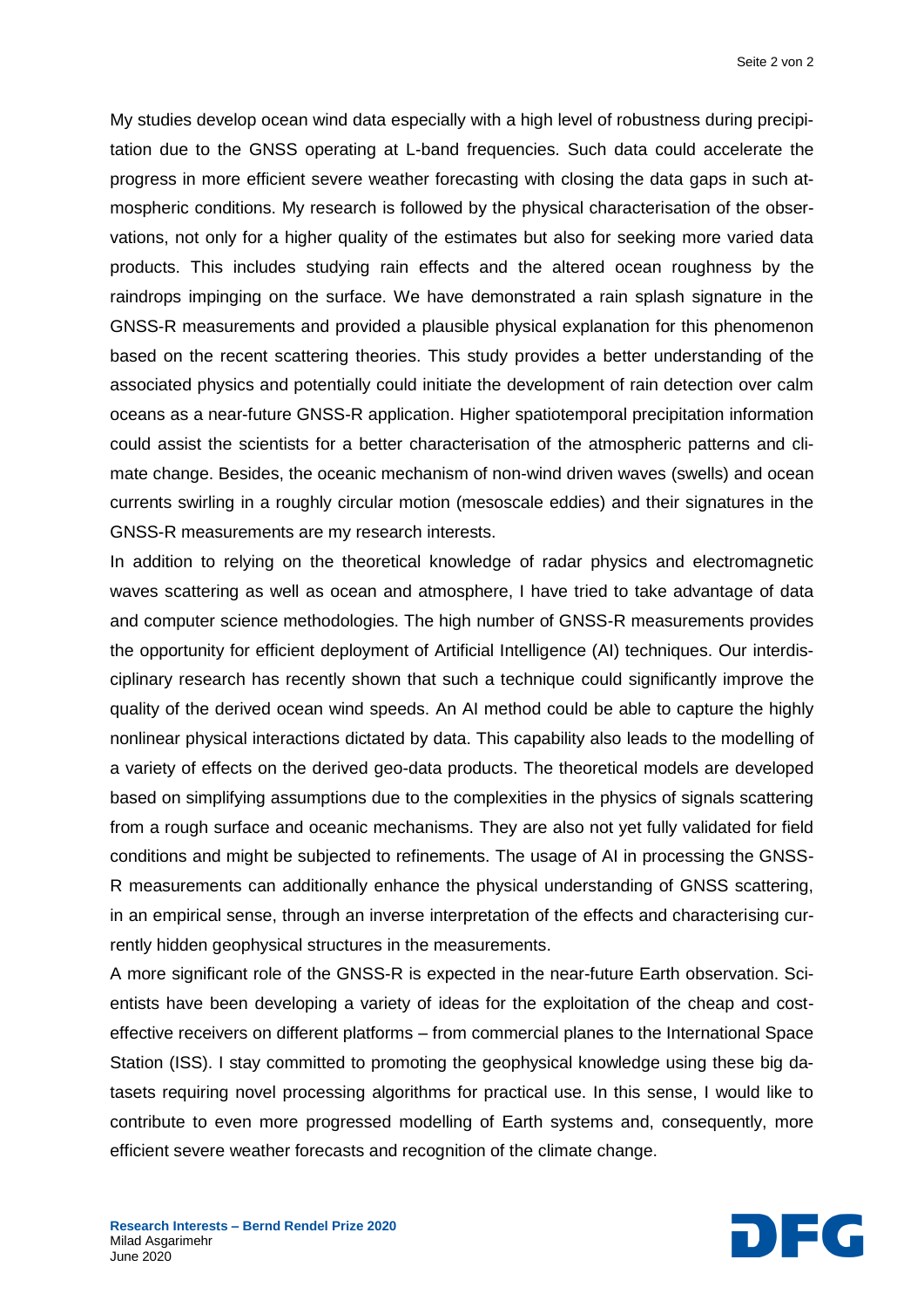My studies develop ocean wind data especially with a high level of robustness during precipitation due to the GNSS operating at L-band frequencies. Such data could accelerate the progress in more efficient severe weather forecasting with closing the data gaps in such atmospheric conditions. My research is followed by the physical characterisation of the observations, not only for a higher quality of the estimates but also for seeking more varied data products. This includes studying rain effects and the altered ocean roughness by the raindrops impinging on the surface. We have demonstrated a rain splash signature in the GNSS-R measurements and provided a plausible physical explanation for this phenomenon based on the recent scattering theories. This study provides a better understanding of the associated physics and potentially could initiate the development of rain detection over calm oceans as a near-future GNSS-R application. Higher spatiotemporal precipitation information could assist the scientists for a better characterisation of the atmospheric patterns and climate change. Besides, the oceanic mechanism of non-wind driven waves (swells) and ocean currents swirling in a roughly circular motion (mesoscale eddies) and their signatures in the GNSS-R measurements are my research interests.

In addition to relying on the theoretical knowledge of radar physics and electromagnetic waves scattering as well as ocean and atmosphere, I have tried to take advantage of data and computer science methodologies. The high number of GNSS-R measurements provides the opportunity for efficient deployment of Artificial Intelligence (AI) techniques. Our interdisciplinary research has recently shown that such a technique could significantly improve the quality of the derived ocean wind speeds. An AI method could be able to capture the highly nonlinear physical interactions dictated by data. This capability also leads to the modelling of a variety of effects on the derived geo-data products. The theoretical models are developed based on simplifying assumptions due to the complexities in the physics of signals scattering from a rough surface and oceanic mechanisms. They are also not yet fully validated for field conditions and might be subjected to refinements. The usage of AI in processing the GNSS-R measurements can additionally enhance the physical understanding of GNSS scattering, in an empirical sense, through an inverse interpretation of the effects and characterising currently hidden geophysical structures in the measurements.

A more significant role of the GNSS-R is expected in the near-future Earth observation. Scientists have been developing a variety of ideas for the exploitation of the cheap and cost-effective receivers on different platforms – from commercial planes to the International Space Station (ISS). I stay committed to promoting the geophysical knowledge using these big datasets requiring novel processing algorithms for practical use. In this sense, I would like to contribute to even more progressed modelling of Earth systems and, consequently, more efficient severe weather forecasts and recognition of the climate change.